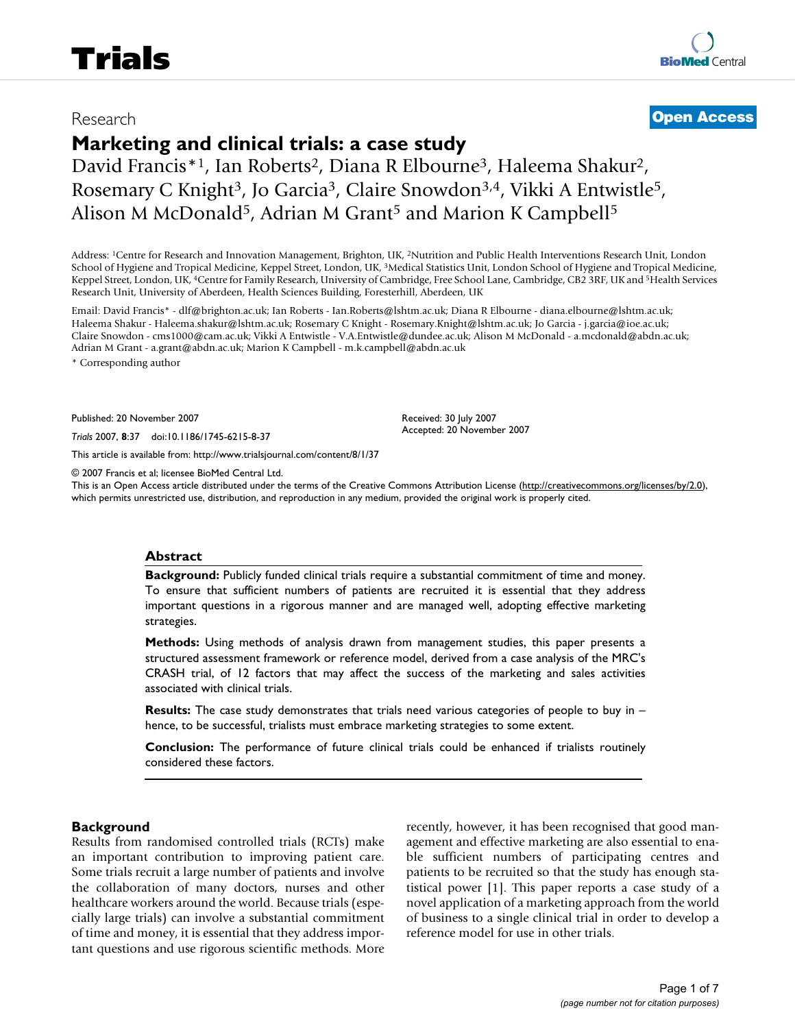Research

**Open Access**

# Marketing and clinical trials: a case study

David Francis*[1], Ian Roberts[2], Diana R Elbourne[3], Haleema Shakur[2], Rosemary C Knight[3], Jo Garcia[3], Claire Snowdon[3,4], Vikki A Entwistle[5], Alison M McDonald[5], Adrian M Grant[5] and Marion K Campbell[5]

Address: [1]Centre for Research and Innovation Management, Brighton, UK, [2]Nutrition and Public Health Interventions Research Unit, London School of Hygiene and Tropical Medicine, Keppel Street, London, UK, [3]Medical Statistics Unit, London School of Hygiene and Tropical Medicine, Keppel Street, London, UK, [4]Centre for Family Research, University of Cambridge, Free School Lane, Cambridge, CB2 3RF, UK and [5]Health Services Research Unit, University of Aberdeen, Health Sciences Building, Foresterhill, Aberdeen, UK

Email: David Francis* - dlf@brighton.ac.uk; Ian Roberts - Ian.Roberts@lshtm.ac.uk; Diana R Elbourne - diana.elbourne@lshtm.ac.uk; Haleema Shakur - Haleema.shakur@lshtm.ac.uk; Rosemary C Knight - Rosemary.Knight@lshtm.ac.uk; Jo Garcia - j.garcia@ioe.ac.uk; Claire Snowdon - cms1000@cam.ac.uk; Vikki A Entwistle - V.A.Entwistle@dundee.ac.uk; Alison M McDonald - a.mcdonald@abdn.ac.uk; Adrian M Grant - a.grant@abdn.ac.uk; Marion K Campbell - m.k.campbell@abdn.ac.uk

\* Corresponding author

Published: 20 November 2007

*Trials* 2007, **8**:37 doi:10.1186/1745-6215-8-37

Received: 30 July 2007
Accepted: 20 November 2007

This article is available from: http://www.trialsjournal.com/content/8/1/37

© 2007 Francis et al; licensee BioMed Central Ltd.
This is an Open Access article distributed under the terms of the Creative Commons Attribution License (http://creativecommons.org/licenses/by/2.0), which permits unrestricted use, distribution, and reproduction in any medium, provided the original work is properly cited.

## Abstract

**Background:** Publicly funded clinical trials require a substantial commitment of time and money. To ensure that sufficient numbers of patients are recruited it is essential that they address important questions in a rigorous manner and are managed well, adopting effective marketing strategies.

**Methods:** Using methods of analysis drawn from management studies, this paper presents a structured assessment framework or reference model, derived from a case analysis of the MRC's CRASH trial, of 12 factors that may affect the success of the marketing and sales activities associated with clinical trials.

**Results:** The case study demonstrates that trials need various categories of people to buy in – hence, to be successful, trialists must embrace marketing strategies to some extent.

**Conclusion:** The performance of future clinical trials could be enhanced if trialists routinely considered these factors.

## Background

Results from randomised controlled trials (RCTs) make an important contribution to improving patient care. Some trials recruit a large number of patients and involve the collaboration of many doctors, nurses and other healthcare workers around the world. Because trials (especially large trials) can involve a substantial commitment of time and money, it is essential that they address important questions and use rigorous scientific methods. More recently, however, it has been recognised that good management and effective marketing are also essential to enable sufficient numbers of participating centres and patients to be recruited so that the study has enough statistical power [1]. This paper reports a case study of a novel application of a marketing approach from the world of business to a single clinical trial in order to develop a reference model for use in other trials.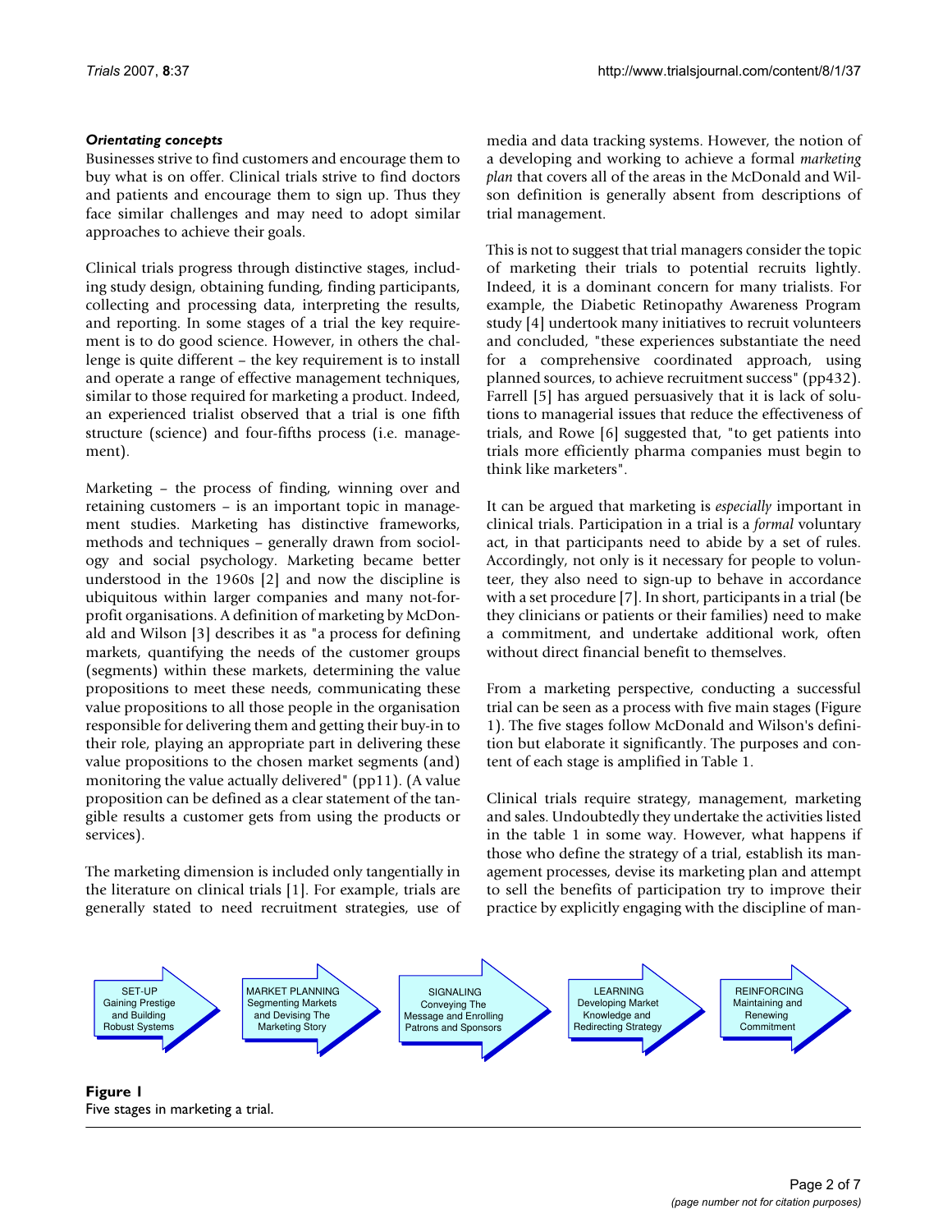### *Orientating concepts*

Businesses strive to find customers and encourage them to buy what is on offer. Clinical trials strive to find doctors and patients and encourage them to sign up. Thus they face similar challenges and may need to adopt similar approaches to achieve their goals.

Clinical trials progress through distinctive stages, including study design, obtaining funding, finding participants, collecting and processing data, interpreting the results, and reporting. In some stages of a trial the key requirement is to do good science. However, in others the challenge is quite different – the key requirement is to install and operate a range of effective management techniques, similar to those required for marketing a product. Indeed, an experienced trialist observed that a trial is one fifth structure (science) and four-fifths process (i.e. management).

Marketing – the process of finding, winning over and retaining customers – is an important topic in management studies. Marketing has distinctive frameworks, methods and techniques – generally drawn from sociology and social psychology. Marketing became better understood in the 1960s [2] and now the discipline is ubiquitous within larger companies and many not-for-profit organisations. A definition of marketing by McDonald and Wilson [3] describes it as "a process for defining markets, quantifying the needs of the customer groups (segments) within these markets, determining the value propositions to meet these needs, communicating these value propositions to all those people in the organisation responsible for delivering them and getting their buy-in to their role, playing an appropriate part in delivering these value propositions to the chosen market segments (and) monitoring the value actually delivered" (pp11). (A value proposition can be defined as a clear statement of the tangible results a customer gets from using the products or services).

The marketing dimension is included only tangentially in the literature on clinical trials [1]. For example, trials are generally stated to need recruitment strategies, use of media and data tracking systems. However, the notion of a developing and working to achieve a formal *marketing plan* that covers all of the areas in the McDonald and Wilson definition is generally absent from descriptions of trial management.

This is not to suggest that trial managers consider the topic of marketing their trials to potential recruits lightly. Indeed, it is a dominant concern for many trialists. For example, the Diabetic Retinopathy Awareness Program study [4] undertook many initiatives to recruit volunteers and concluded, "these experiences substantiate the need for a comprehensive coordinated approach, using planned sources, to achieve recruitment success" (pp432). Farrell [5] has argued persuasively that it is lack of solutions to managerial issues that reduce the effectiveness of trials, and Rowe [6] suggested that, "to get patients into trials more efficiently pharma companies must begin to think like marketers".

It can be argued that marketing is *especially* important in clinical trials. Participation in a trial is a *formal* voluntary act, in that participants need to abide by a set of rules. Accordingly, not only is it necessary for people to volunteer, they also need to sign-up to behave in accordance with a set procedure [7]. In short, participants in a trial (be they clinicians or patients or their families) need to make a commitment, and undertake additional work, often without direct financial benefit to themselves.

From a marketing perspective, conducting a successful trial can be seen as a process with five main stages (Figure 1). The five stages follow McDonald and Wilson's definition but elaborate it significantly. The purposes and content of each stage is amplified in Table 1.

Clinical trials require strategy, management, marketing and sales. Undoubtedly they undertake the activities listed in the table 1 in some way. However, what happens if those who define the strategy of a trial, establish its management processes, devise its marketing plan and attempt to sell the benefits of participation try to improve their practice by explicitly engaging with the discipline of man-

SET-UP Gaining Prestige and Building Robust Systems → MARKET PLANNING Segmenting Markets and Devising The Marketing Story → SIGNALING Conveying The Message and Enrolling Patrons and Sponsors → LEARNING Developing Market Knowledge and Redirecting Strategy → REINFORCING Maintaining and Renewing Commitment

**Figure 1**
Five stages in marketing a trial.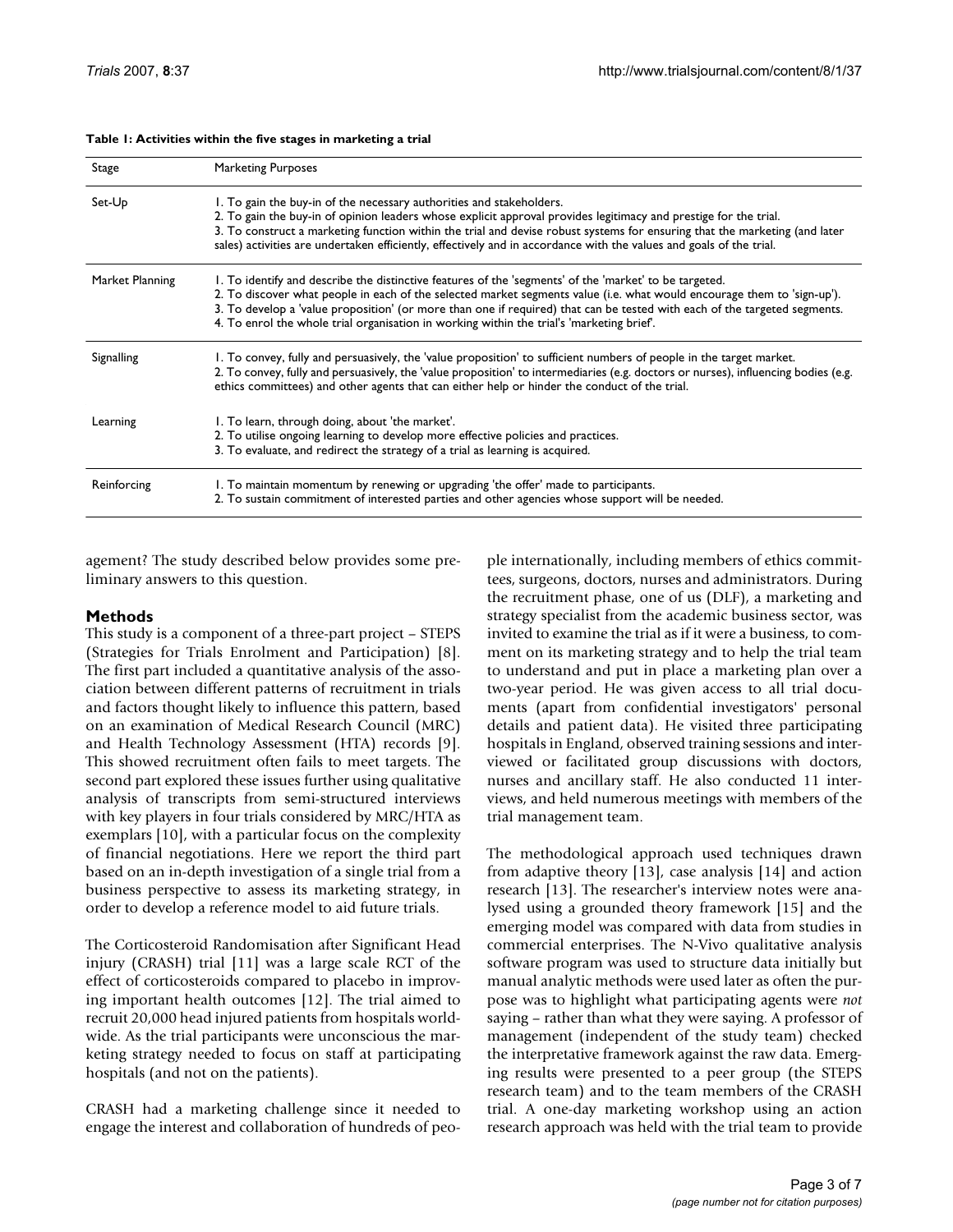**Table 1: Activities within the five stages in marketing a trial**

| Stage | Marketing Purposes |
| --- | --- |
| Set-Up | 1. To gain the buy-in of the necessary authorities and stakeholders.<br>2. To gain the buy-in of opinion leaders whose explicit approval provides legitimacy and prestige for the trial.<br>3. To construct a marketing function within the trial and devise robust systems for ensuring that the marketing (and later sales) activities are undertaken efficiently, effectively and in accordance with the values and goals of the trial. |
| Market Planning | 1. To identify and describe the distinctive features of the 'segments' of the 'market' to be targeted.<br>2. To discover what people in each of the selected market segments value (i.e. what would encourage them to 'sign-up').<br>3. To develop a 'value proposition' (or more than one if required) that can be tested with each of the targeted segments.<br>4. To enrol the whole trial organisation in working within the trial's 'marketing brief'. |
| Signalling | 1. To convey, fully and persuasively, the 'value proposition' to sufficient numbers of people in the target market.<br>2. To convey, fully and persuasively, the 'value proposition' to intermediaries (e.g. doctors or nurses), influencing bodies (e.g. ethics committees) and other agents that can either help or hinder the conduct of the trial. |
| Learning | 1. To learn, through doing, about 'the market'.<br>2. To utilise ongoing learning to develop more effective policies and practices.<br>3. To evaluate, and redirect the strategy of a trial as learning is acquired. |
| Reinforcing | 1. To maintain momentum by renewing or upgrading 'the offer' made to participants.<br>2. To sustain commitment of interested parties and other agencies whose support will be needed. |

agement? The study described below provides some preliminary answers to this question.

## Methods

This study is a component of a three-part project – STEPS (Strategies for Trials Enrolment and Participation) [8]. The first part included a quantitative analysis of the association between different patterns of recruitment in trials and factors thought likely to influence this pattern, based on an examination of Medical Research Council (MRC) and Health Technology Assessment (HTA) records [9]. This showed recruitment often fails to meet targets. The second part explored these issues further using qualitative analysis of transcripts from semi-structured interviews with key players in four trials considered by MRC/HTA as exemplars [10], with a particular focus on the complexity of financial negotiations. Here we report the third part based on an in-depth investigation of a single trial from a business perspective to assess its marketing strategy, in order to develop a reference model to aid future trials.

The Corticosteroid Randomisation after Significant Head injury (CRASH) trial [11] was a large scale RCT of the effect of corticosteroids compared to placebo in improving important health outcomes [12]. The trial aimed to recruit 20,000 head injured patients from hospitals worldwide. As the trial participants were unconscious the marketing strategy needed to focus on staff at participating hospitals (and not on the patients).

CRASH had a marketing challenge since it needed to engage the interest and collaboration of hundreds of people internationally, including members of ethics committees, surgeons, doctors, nurses and administrators. During the recruitment phase, one of us (DLF), a marketing and strategy specialist from the academic business sector, was invited to examine the trial as if it were a business, to comment on its marketing strategy and to help the trial team to understand and put in place a marketing plan over a two-year period. He was given access to all trial documents (apart from confidential investigators' personal details and patient data). He visited three participating hospitals in England, observed training sessions and interviewed or facilitated group discussions with doctors, nurses and ancillary staff. He also conducted 11 interviews, and held numerous meetings with members of the trial management team.

The methodological approach used techniques drawn from adaptive theory [13], case analysis [14] and action research [13]. The researcher's interview notes were analysed using a grounded theory framework [15] and the emerging model was compared with data from studies in commercial enterprises. The N-Vivo qualitative analysis software program was used to structure data initially but manual analytic methods were used later as often the purpose was to highlight what participating agents were *not* saying – rather than what they were saying. A professor of management (independent of the study team) checked the interpretative framework against the raw data. Emerging results were presented to a peer group (the STEPS research team) and to the team members of the CRASH trial. A one-day marketing workshop using an action research approach was held with the trial team to provide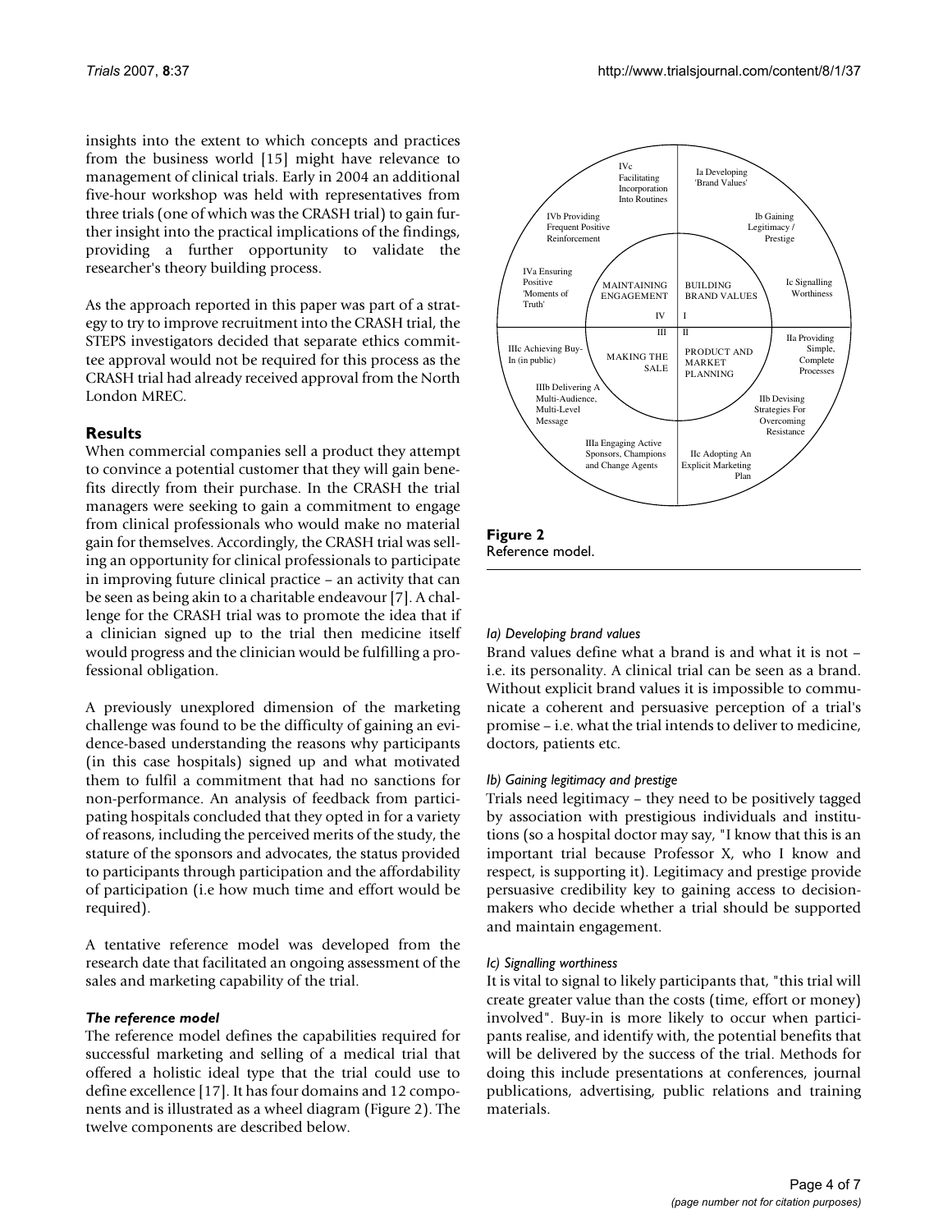insights into the extent to which concepts and practices from the business world [15] might have relevance to management of clinical trials. Early in 2004 an additional five-hour workshop was held with representatives from three trials (one of which was the CRASH trial) to gain further insight into the practical implications of the findings, providing a further opportunity to validate the researcher's theory building process.

As the approach reported in this paper was part of a strategy to try to improve recruitment into the CRASH trial, the STEPS investigators decided that separate ethics committee approval would not be required for this process as the CRASH trial had already received approval from the North London MREC.

## Results

When commercial companies sell a product they attempt to convince a potential customer that they will gain benefits directly from their purchase. In the CRASH the trial managers were seeking to gain a commitment to engage from clinical professionals who would make no material gain for themselves. Accordingly, the CRASH trial was selling an opportunity for clinical professionals to participate in improving future clinical practice – an activity that can be seen as being akin to a charitable endeavour [7]. A challenge for the CRASH trial was to promote the idea that if a clinician signed up to the trial then medicine itself would progress and the clinician would be fulfilling a professional obligation.

A previously unexplored dimension of the marketing challenge was found to be the difficulty of gaining an evidence-based understanding the reasons why participants (in this case hospitals) signed up and what motivated them to fulfil a commitment that had no sanctions for non-performance. An analysis of feedback from participating hospitals concluded that they opted in for a variety of reasons, including the perceived merits of the study, the stature of the sponsors and advocates, the status provided to participants through participation and the affordability of participation (i.e how much time and effort would be required).

A tentative reference model was developed from the research date that facilitated an ongoing assessment of the sales and marketing capability of the trial.

### *The reference model*

The reference model defines the capabilities required for successful marketing and selling of a medical trial that offered a holistic ideal type that the trial could use to define excellence [17]. It has four domains and 12 components and is illustrated as a wheel diagram (Figure 2). The twelve components are described below.

**Figure 2**
Reference model.

#### *Ia) Developing brand values*

Brand values define what a brand is and what it is not – i.e. its personality. A clinical trial can be seen as a brand. Without explicit brand values it is impossible to communicate a coherent and persuasive perception of a trial's promise – i.e. what the trial intends to deliver to medicine, doctors, patients etc.

#### *Ib) Gaining legitimacy and prestige*

Trials need legitimacy – they need to be positively tagged by association with prestigious individuals and institutions (so a hospital doctor may say, "I know that this is an important trial because Professor X, who I know and respect, is supporting it). Legitimacy and prestige provide persuasive credibility key to gaining access to decision-makers who decide whether a trial should be supported and maintain engagement.

#### *Ic) Signalling worthiness*

It is vital to signal to likely participants that, "this trial will create greater value than the costs (time, effort or money) involved". Buy-in is more likely to occur when participants realise, and identify with, the potential benefits that will be delivered by the success of the trial. Methods for doing this include presentations at conferences, journal publications, advertising, public relations and training materials.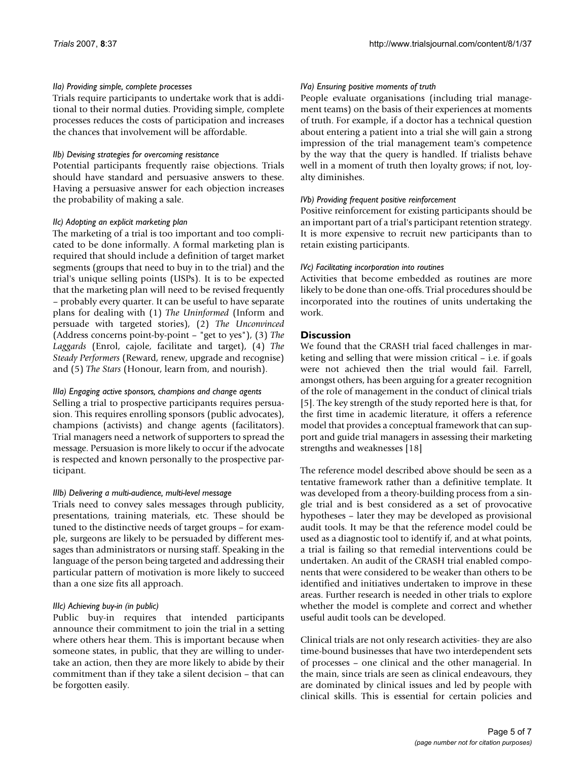*IIa) Providing simple, complete processes*

Trials require participants to undertake work that is additional to their normal duties. Providing simple, complete processes reduces the costs of participation and increases the chances that involvement will be affordable.

*IIb) Devising strategies for overcoming resistance*

Potential participants frequently raise objections. Trials should have standard and persuasive answers to these. Having a persuasive answer for each objection increases the probability of making a sale.

*IIc) Adopting an explicit marketing plan*

The marketing of a trial is too important and too complicated to be done informally. A formal marketing plan is required that should include a definition of target market segments (groups that need to buy in to the trial) and the trial's unique selling points (USPs). It is to be expected that the marketing plan will need to be revised frequently – probably every quarter. It can be useful to have separate plans for dealing with (1) *The Uninformed* (Inform and persuade with targeted stories), (2) *The Unconvinced* (Address concerns point-by-point – "get to yes"), (3) *The Laggards* (Enrol, cajole, facilitate and target), (4) *The Steady Performers* (Reward, renew, upgrade and recognise) and (5) *The Stars* (Honour, learn from, and nourish).

*IIIa) Engaging active sponsors, champions and change agents*

Selling a trial to prospective participants requires persuasion. This requires enrolling sponsors (public advocates), champions (activists) and change agents (facilitators). Trial managers need a network of supporters to spread the message. Persuasion is more likely to occur if the advocate is respected and known personally to the prospective participant.

*IIIb) Delivering a multi-audience, multi-level message*

Trials need to convey sales messages through publicity, presentations, training materials, etc. These should be tuned to the distinctive needs of target groups – for example, surgeons are likely to be persuaded by different messages than administrators or nursing staff. Speaking in the language of the person being targeted and addressing their particular pattern of motivation is more likely to succeed than a one size fits all approach.

*IIIc) Achieving buy-in (in public)*

Public buy-in requires that intended participants announce their commitment to join the trial in a setting where others hear them. This is important because when someone states, in public, that they are willing to undertake an action, then they are more likely to abide by their commitment than if they take a silent decision – that can be forgotten easily.

*IVa) Ensuring positive moments of truth*

People evaluate organisations (including trial management teams) on the basis of their experiences at moments of truth. For example, if a doctor has a technical question about entering a patient into a trial she will gain a strong impression of the trial management team's competence by the way that the query is handled. If trialists behave well in a moment of truth then loyalty grows; if not, loyalty diminishes.

*IVb) Providing frequent positive reinforcement*

Positive reinforcement for existing participants should be an important part of a trial's participant retention strategy. It is more expensive to recruit new participants than to retain existing participants.

*IVc) Facilitating incorporation into routines*

Activities that become embedded as routines are more likely to be done than one-offs. Trial procedures should be incorporated into the routines of units undertaking the work.

## Discussion

We found that the CRASH trial faced challenges in marketing and selling that were mission critical – i.e. if goals were not achieved then the trial would fail. Farrell, amongst others, has been arguing for a greater recognition of the role of management in the conduct of clinical trials [5]. The key strength of the study reported here is that, for the first time in academic literature, it offers a reference model that provides a conceptual framework that can support and guide trial managers in assessing their marketing strengths and weaknesses [18]

The reference model described above should be seen as a tentative framework rather than a definitive template. It was developed from a theory-building process from a single trial and is best considered as a set of provocative hypotheses – later they may be developed as provisional audit tools. It may be that the reference model could be used as a diagnostic tool to identify if, and at what points, a trial is failing so that remedial interventions could be undertaken. An audit of the CRASH trial enabled components that were considered to be weaker than others to be identified and initiatives undertaken to improve in these areas. Further research is needed in other trials to explore whether the model is complete and correct and whether useful audit tools can be developed.

Clinical trials are not only research activities- they are also time-bound businesses that have two interdependent sets of processes – one clinical and the other managerial. In the main, since trials are seen as clinical endeavours, they are dominated by clinical issues and led by people with clinical skills. This is essential for certain policies and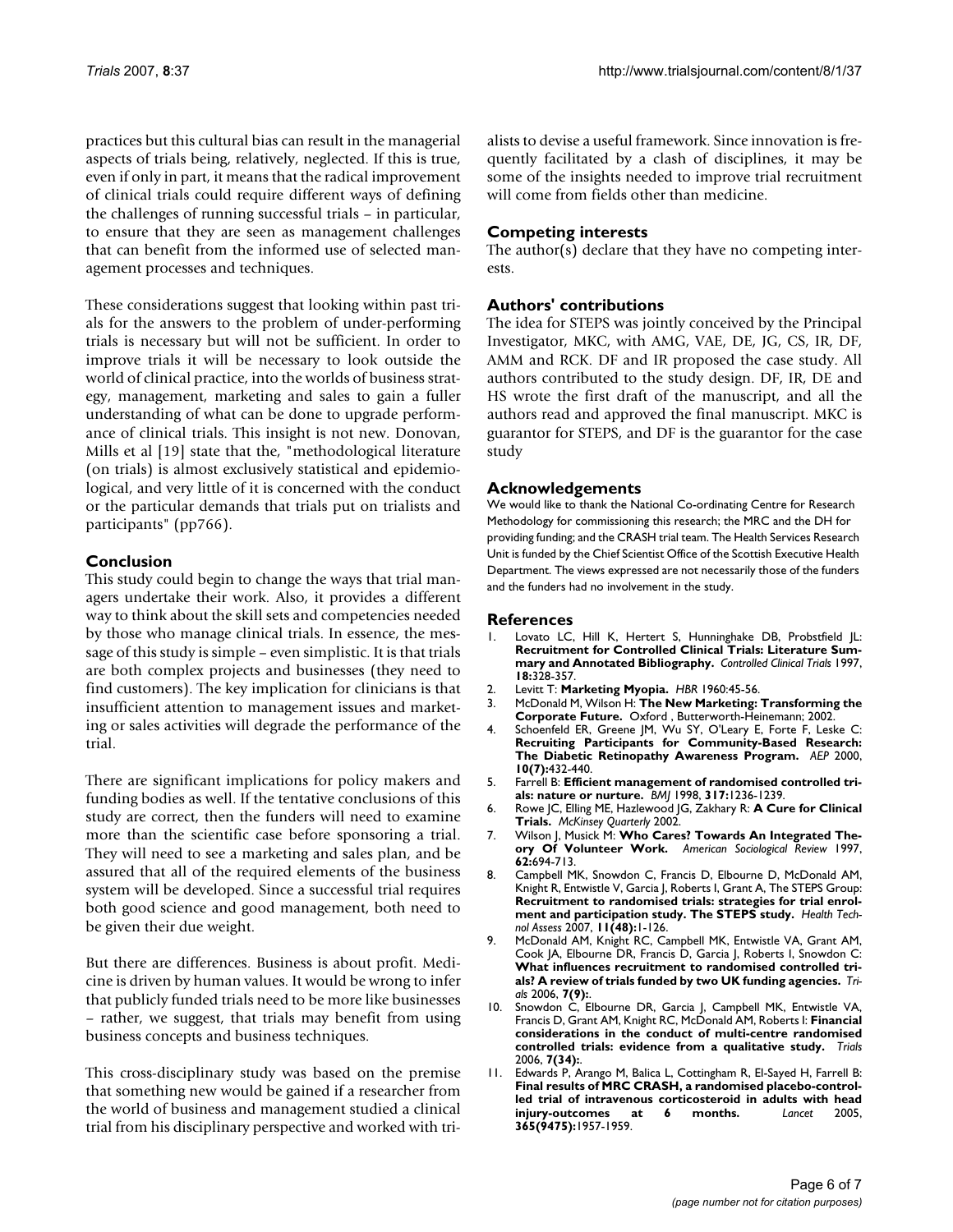practices but this cultural bias can result in the managerial aspects of trials being, relatively, neglected. If this is true, even if only in part, it means that the radical improvement of clinical trials could require different ways of defining the challenges of running successful trials – in particular, to ensure that they are seen as management challenges that can benefit from the informed use of selected management processes and techniques.

These considerations suggest that looking within past trials for the answers to the problem of under-performing trials is necessary but will not be sufficient. In order to improve trials it will be necessary to look outside the world of clinical practice, into the worlds of business strategy, management, marketing and sales to gain a fuller understanding of what can be done to upgrade performance of clinical trials. This insight is not new. Donovan, Mills et al [19] state that the, "methodological literature (on trials) is almost exclusively statistical and epidemiological, and very little of it is concerned with the conduct or the particular demands that trials put on trialists and participants" (pp766).

## Conclusion

This study could begin to change the ways that trial managers undertake their work. Also, it provides a different way to think about the skill sets and competencies needed by those who manage clinical trials. In essence, the message of this study is simple – even simplistic. It is that trials are both complex projects and businesses (they need to find customers). The key implication for clinicians is that insufficient attention to management issues and marketing or sales activities will degrade the performance of the trial.

There are significant implications for policy makers and funding bodies as well. If the tentative conclusions of this study are correct, then the funders will need to examine more than the scientific case before sponsoring a trial. They will need to see a marketing and sales plan, and be assured that all of the required elements of the business system will be developed. Since a successful trial requires both good science and good management, both need to be given their due weight.

But there are differences. Business is about profit. Medicine is driven by human values. It would be wrong to infer that publicly funded trials need to be more like businesses – rather, we suggest, that trials may benefit from using business concepts and business techniques.

This cross-disciplinary study was based on the premise that something new would be gained if a researcher from the world of business and management studied a clinical trial from his disciplinary perspective and worked with trialists to devise a useful framework. Since innovation is frequently facilitated by a clash of disciplines, it may be some of the insights needed to improve trial recruitment will come from fields other than medicine.

## Competing interests

The author(s) declare that they have no competing interests.

## Authors' contributions

The idea for STEPS was jointly conceived by the Principal Investigator, MKC, with AMG, VAE, DE, JG, CS, IR, DF, AMM and RCK. DF and IR proposed the case study. All authors contributed to the study design. DF, IR, DE and HS wrote the first draft of the manuscript, and all the authors read and approved the final manuscript. MKC is guarantor for STEPS, and DF is the guarantor for the case study

## Acknowledgements

We would like to thank the National Co-ordinating Centre for Research Methodology for commissioning this research; the MRC and the DH for providing funding; and the CRASH trial team. The Health Services Research Unit is funded by the Chief Scientist Office of the Scottish Executive Health Department. The views expressed are not necessarily those of the funders and the funders had no involvement in the study.

## References

1. Lovato LC, Hill K, Hertert S, Hunninghake DB, Probstfield JL: **Recruitment for Controlled Clinical Trials: Literature Summary and Annotated Bibliography.** *Controlled Clinical Trials* 1997, **18:**328-357.
2. Levitt T: **Marketing Myopia.** *HBR* 1960:45-56.
3. McDonald M, Wilson H: **The New Marketing: Transforming the Corporate Future.** Oxford , Butterworth-Heinemann; 2002.
4. Schoenfeld ER, Greene JM, Wu SY, O'Leary E, Forte F, Leske C: **Recruiting Participants for Community-Based Research: The Diabetic Retinopathy Awareness Program.** *AEP* 2000, **10(7):**432-440.
5. Farrell B: **Efficient management of randomised controlled trials: nature or nurture.** *BMJ* 1998, **317:**1236-1239.
6. Rowe JC, Elling ME, Hazlewood JG, Zakhary R: **A Cure for Clinical Trials.** *McKinsey Quarterly* 2002.
7. Wilson J, Musick M: **Who Cares? Towards An Integrated Theory Of Volunteer Work.** *American Sociological Review* 1997, **62:**694-713.
8. Campbell MK, Snowdon C, Francis D, Elbourne D, McDonald AM, Knight R, Entwistle V, Garcia J, Roberts I, Grant A, The STEPS Group: **Recruitment to randomised trials: strategies for trial enrolment and participation study. The STEPS study.** *Health Technol Assess* 2007, **11(48):**1-126.
9. McDonald AM, Knight RC, Campbell MK, Entwistle VA, Grant AM, Cook JA, Elbourne DR, Francis D, Garcia J, Roberts I, Snowdon C: **What influences recruitment to randomised controlled trials? A review of trials funded by two UK funding agencies.** *Trials* 2006, **7(9):**.
10. Snowdon C, Elbourne DR, Garcia J, Campbell MK, Entwistle VA, Francis D, Grant AM, Knight RC, McDonald AM, Roberts I: **Financial considerations in the conduct of multi-centre randomised controlled trials: evidence from a qualitative study.** *Trials* 2006, **7(34):**.
11. Edwards P, Arango M, Balica L, Cottingham R, El-Sayed H, Farrell B: **Final results of MRC CRASH, a randomised placebo-controlled trial of intravenous corticosteroid in adults with head injury-outcomes at 6 months.** *Lancet* 2005, **365(9475):**1957-1959.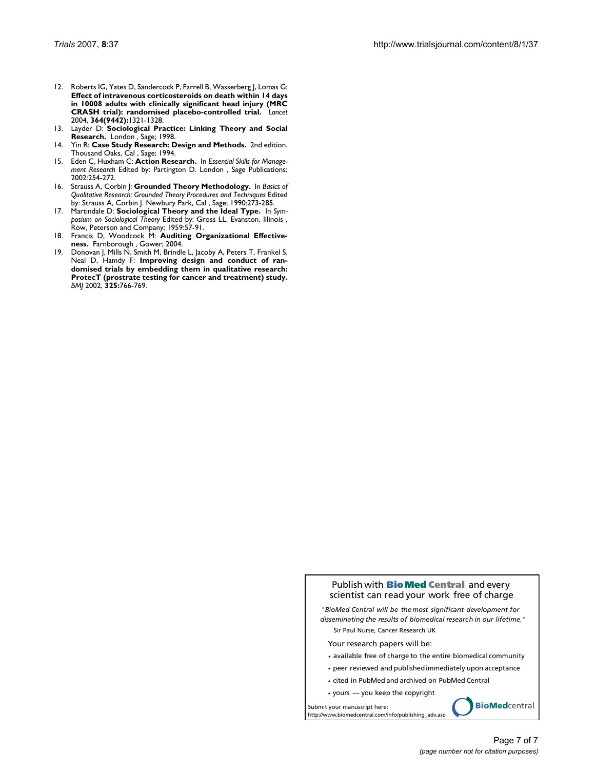12. Roberts IG, Yates D, Sandercock P, Farrell B, Wasserberg J, Lomas G: **Effect of intravenous corticosteroids on death within 14 days in 10008 adults with clinically significant head injury (MRC CRASH trial): randomised placebo-controlled trial.** *Lancet* 2004, **364(9442):**1321-1328.
13. Layder D: **Sociological Practice: Linking Theory and Social Research.** London , Sage; 1998.
14. Yin R: **Case Study Research: Design and Methods.** 2nd edition. Thousand Oaks, Cal , Sage; 1994.
15. Eden C, Huxham C: **Action Research.** In *Essential Skills for Management Research* Edited by: Partington D. London , Sage Publications; 2002:254-272.
16. Strauss A, Corbin J: **Grounded Theory Methodology.** In *Basics of Qualitative Research: Grounded Theory Procedures and Techniques* Edited by: Strauss A, Corbin J. Newbury Park, Cal , Sage; 1990:273-285.
17. Martindale D: **Sociological Theory and the Ideal Type.** In *Symposium on Sociological Theory* Edited by: Gross LL. Evanston, Illinois , Row, Peterson and Company; 1959:57-91.
18. Francis D, Woodcock M: **Auditing Organizational Effectiveness.** Farnborough , Gower; 2004.
19. Donovan J, Mills N, Smith M, Brindle L, Jacoby A, Peters T, Frankel S, Neal D, Hamdy F: **Improving design and conduct of randomised trials by embedding them in qualitative research: ProtecT (prostrate testing for cancer and treatment) study.** *BMJ* 2002, **325:**766-769.

Publish with **BioMed Central** and every scientist can read your work free of charge

*"BioMed Central will be the most significant development for disseminating the results of biomedical research in our lifetime."*

Sir Paul Nurse, Cancer Research UK

Your research papers will be:

- available free of charge to the entire biomedical community
- peer reviewed and published immediately upon acceptance
- cited in PubMed and archived on PubMed Central
- yours — you keep the copyright

Submit your manuscript here:
http://www.biomedcentral.com/info/publishing_adv.asp

**BioMed**central